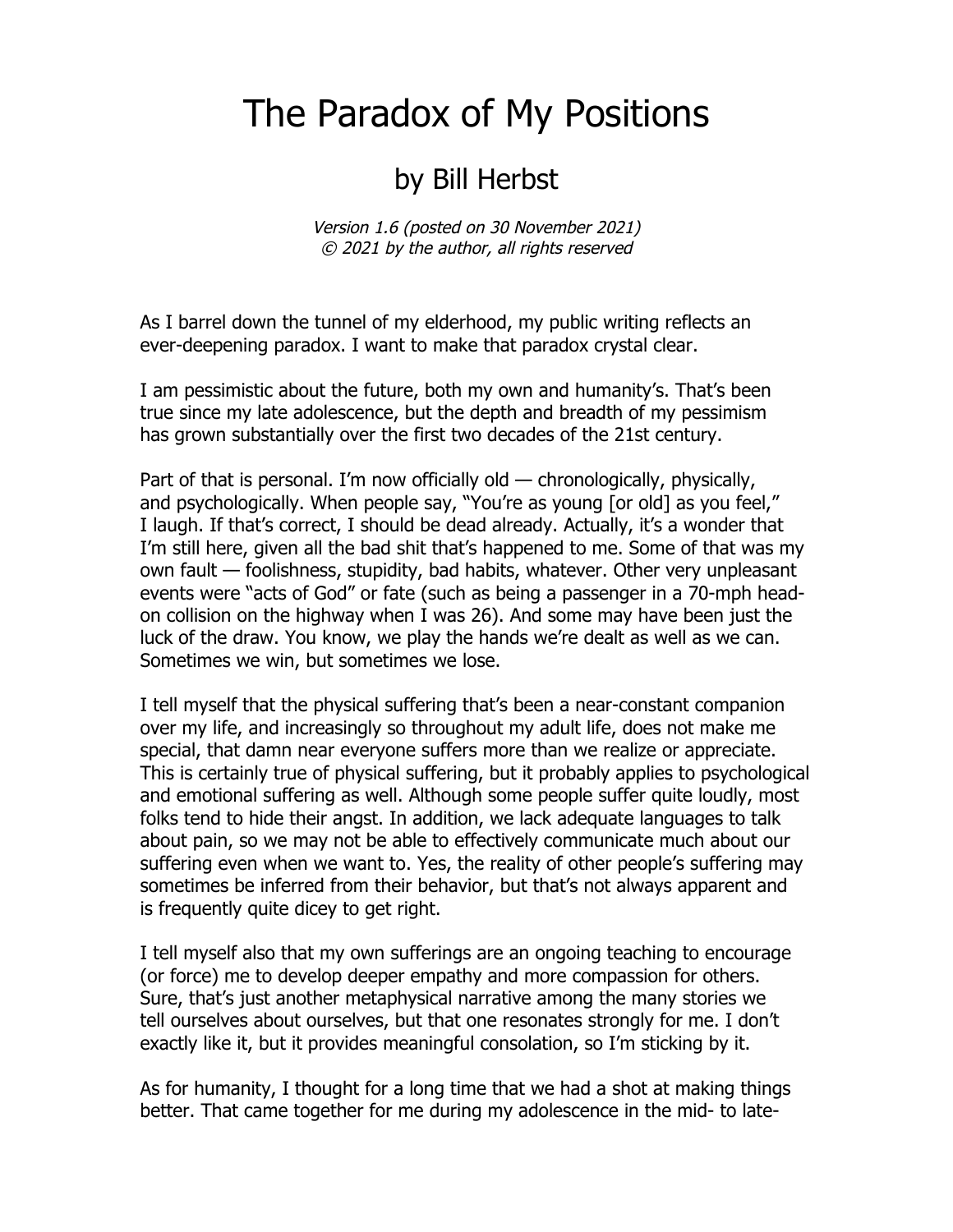# The Paradox of My Positions

## by Bill Herbst

*Version 1.6 (posted on 30 November 2021)*
*© 2021 by the author, all rights reserved*

As I barrel down the tunnel of my elderhood, my public writing reflects an ever-deepening paradox. I want to make that paradox crystal clear.

I am pessimistic about the future, both my own and humanity's. That's been true since my late adolescence, but the depth and breadth of my pessimism has grown substantially over the first two decades of the 21st century.

Part of that is personal. I'm now officially old — chronologically, physically, and psychologically. When people say, "You're as young [or old] as you feel," I laugh. If that's correct, I should be dead already. Actually, it's a wonder that I'm still here, given all the bad shit that's happened to me. Some of that was my own fault — foolishness, stupidity, bad habits, whatever. Other very unpleasant events were "acts of God" or fate (such as being a passenger in a 70-mph head-on collision on the highway when I was 26). And some may have been just the luck of the draw. You know, we play the hands we're dealt as well as we can. Sometimes we win, but sometimes we lose.

I tell myself that the physical suffering that's been a near-constant companion over my life, and increasingly so throughout my adult life, does not make me special, that damn near everyone suffers more than we realize or appreciate. This is certainly true of physical suffering, but it probably applies to psychological and emotional suffering as well. Although some people suffer quite loudly, most folks tend to hide their angst. In addition, we lack adequate languages to talk about pain, so we may not be able to effectively communicate much about our suffering even when we want to. Yes, the reality of other people's suffering may sometimes be inferred from their behavior, but that's not always apparent and is frequently quite dicey to get right.

I tell myself also that my own sufferings are an ongoing teaching to encourage (or force) me to develop deeper empathy and more compassion for others. Sure, that's just another metaphysical narrative among the many stories we tell ourselves about ourselves, but that one resonates strongly for me. I don't exactly like it, but it provides meaningful consolation, so I'm sticking by it.

As for humanity, I thought for a long time that we had a shot at making things better. That came together for me during my adolescence in the mid- to late-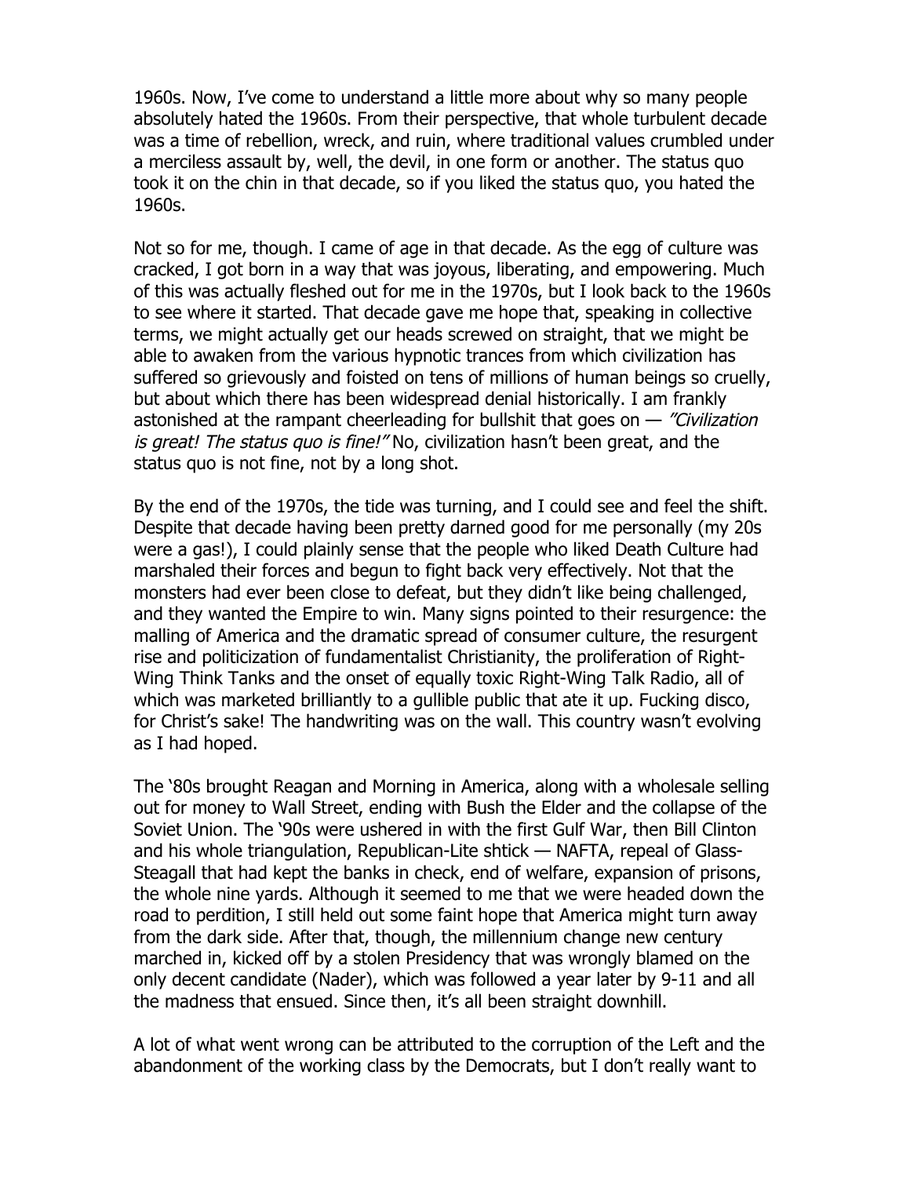1960s. Now, I've come to understand a little more about why so many people absolutely hated the 1960s. From their perspective, that whole turbulent decade was a time of rebellion, wreck, and ruin, where traditional values crumbled under a merciless assault by, well, the devil, in one form or another. The status quo took it on the chin in that decade, so if you liked the status quo, you hated the 1960s.

Not so for me, though. I came of age in that decade. As the egg of culture was cracked, I got born in a way that was joyous, liberating, and empowering. Much of this was actually fleshed out for me in the 1970s, but I look back to the 1960s to see where it started. That decade gave me hope that, speaking in collective terms, we might actually get our heads screwed on straight, that we might be able to awaken from the various hypnotic trances from which civilization has suffered so grievously and foisted on tens of millions of human beings so cruelly, but about which there has been widespread denial historically. I am frankly astonished at the rampant cheerleading for bullshit that goes on — *"Civilization is great! The status quo is fine!"* No, civilization hasn't been great, and the status quo is not fine, not by a long shot.

By the end of the 1970s, the tide was turning, and I could see and feel the shift. Despite that decade having been pretty darned good for me personally (my 20s were a gas!), I could plainly sense that the people who liked Death Culture had marshaled their forces and begun to fight back very effectively. Not that the monsters had ever been close to defeat, but they didn't like being challenged, and they wanted the Empire to win. Many signs pointed to their resurgence: the malling of America and the dramatic spread of consumer culture, the resurgent rise and politicization of fundamentalist Christianity, the proliferation of Right-Wing Think Tanks and the onset of equally toxic Right-Wing Talk Radio, all of which was marketed brilliantly to a gullible public that ate it up. Fucking disco, for Christ's sake! The handwriting was on the wall. This country wasn't evolving as I had hoped.

The '80s brought Reagan and Morning in America, along with a wholesale selling out for money to Wall Street, ending with Bush the Elder and the collapse of the Soviet Union. The '90s were ushered in with the first Gulf War, then Bill Clinton and his whole triangulation, Republican-Lite shtick — NAFTA, repeal of Glass-Steagall that had kept the banks in check, end of welfare, expansion of prisons, the whole nine yards. Although it seemed to me that we were headed down the road to perdition, I still held out some faint hope that America might turn away from the dark side. After that, though, the millennium change new century marched in, kicked off by a stolen Presidency that was wrongly blamed on the only decent candidate (Nader), which was followed a year later by 9-11 and all the madness that ensued. Since then, it's all been straight downhill.

A lot of what went wrong can be attributed to the corruption of the Left and the abandonment of the working class by the Democrats, but I don't really want to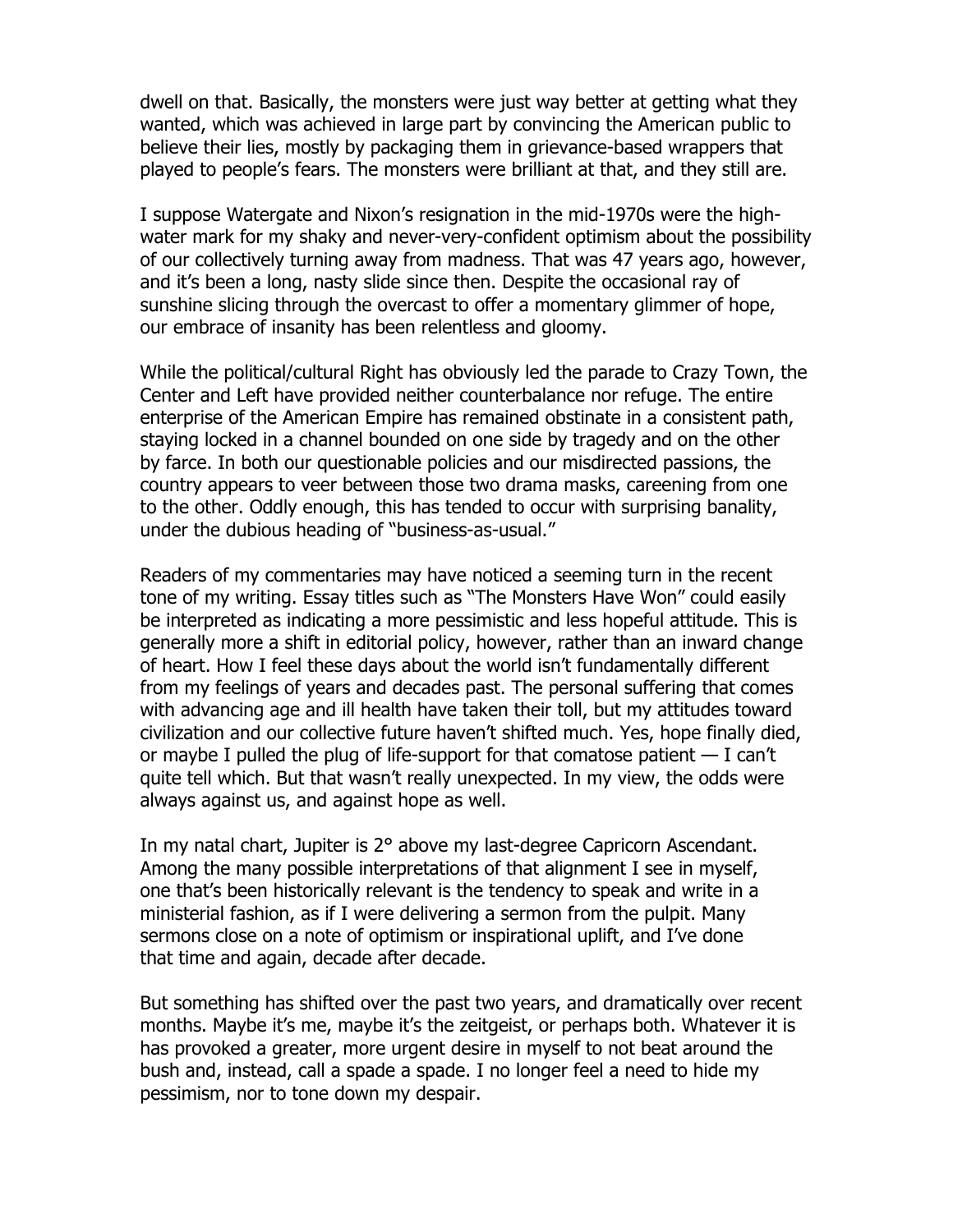dwell on that. Basically, the monsters were just way better at getting what they wanted, which was achieved in large part by convincing the American public to believe their lies, mostly by packaging them in grievance-based wrappers that played to people's fears. The monsters were brilliant at that, and they still are.

I suppose Watergate and Nixon's resignation in the mid-1970s were the high-water mark for my shaky and never-very-confident optimism about the possibility of our collectively turning away from madness. That was 47 years ago, however, and it's been a long, nasty slide since then. Despite the occasional ray of sunshine slicing through the overcast to offer a momentary glimmer of hope, our embrace of insanity has been relentless and gloomy.

While the political/cultural Right has obviously led the parade to Crazy Town, the Center and Left have provided neither counterbalance nor refuge. The entire enterprise of the American Empire has remained obstinate in a consistent path, staying locked in a channel bounded on one side by tragedy and on the other by farce. In both our questionable policies and our misdirected passions, the country appears to veer between those two drama masks, careening from one to the other. Oddly enough, this has tended to occur with surprising banality, under the dubious heading of "business-as-usual."

Readers of my commentaries may have noticed a seeming turn in the recent tone of my writing. Essay titles such as "The Monsters Have Won" could easily be interpreted as indicating a more pessimistic and less hopeful attitude. This is generally more a shift in editorial policy, however, rather than an inward change of heart. How I feel these days about the world isn't fundamentally different from my feelings of years and decades past. The personal suffering that comes with advancing age and ill health have taken their toll, but my attitudes toward civilization and our collective future haven't shifted much. Yes, hope finally died, or maybe I pulled the plug of life-support for that comatose patient — I can't quite tell which. But that wasn't really unexpected. In my view, the odds were always against us, and against hope as well.

In my natal chart, Jupiter is 2° above my last-degree Capricorn Ascendant. Among the many possible interpretations of that alignment I see in myself, one that's been historically relevant is the tendency to speak and write in a ministerial fashion, as if I were delivering a sermon from the pulpit. Many sermons close on a note of optimism or inspirational uplift, and I've done that time and again, decade after decade.

But something has shifted over the past two years, and dramatically over recent months. Maybe it's me, maybe it's the zeitgeist, or perhaps both. Whatever it is has provoked a greater, more urgent desire in myself to not beat around the bush and, instead, call a spade a spade. I no longer feel a need to hide my pessimism, nor to tone down my despair.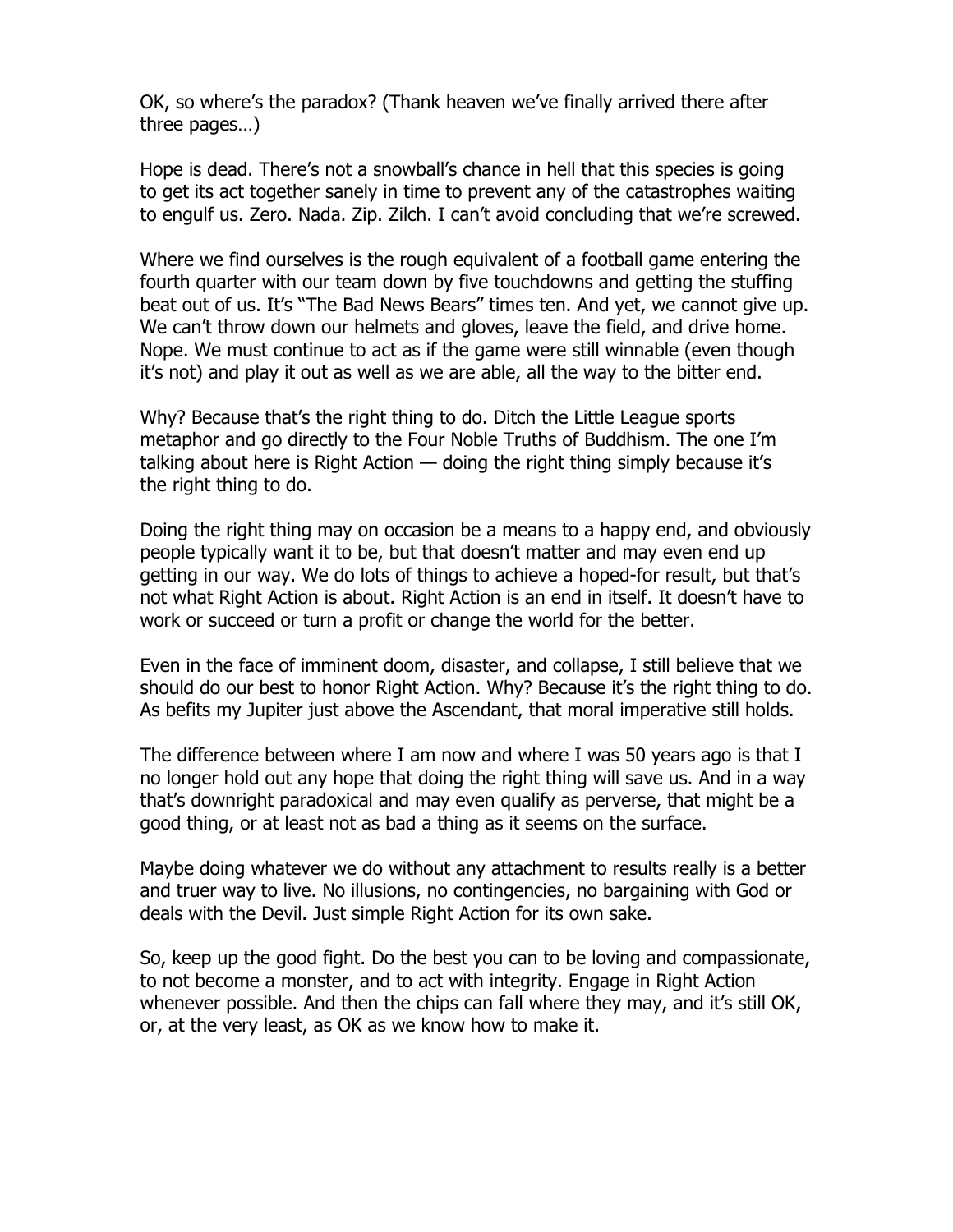OK, so where's the paradox? (Thank heaven we've finally arrived there after three pages…)

Hope is dead. There's not a snowball's chance in hell that this species is going to get its act together sanely in time to prevent any of the catastrophes waiting to engulf us. Zero. Nada. Zip. Zilch. I can't avoid concluding that we're screwed.

Where we find ourselves is the rough equivalent of a football game entering the fourth quarter with our team down by five touchdowns and getting the stuffing beat out of us. It's "The Bad News Bears" times ten. And yet, we cannot give up. We can't throw down our helmets and gloves, leave the field, and drive home. Nope. We must continue to act as if the game were still winnable (even though it's not) and play it out as well as we are able, all the way to the bitter end.

Why? Because that's the right thing to do. Ditch the Little League sports metaphor and go directly to the Four Noble Truths of Buddhism. The one I'm talking about here is Right Action — doing the right thing simply because it's the right thing to do.

Doing the right thing may on occasion be a means to a happy end, and obviously people typically want it to be, but that doesn't matter and may even end up getting in our way. We do lots of things to achieve a hoped-for result, but that's not what Right Action is about. Right Action is an end in itself. It doesn't have to work or succeed or turn a profit or change the world for the better.

Even in the face of imminent doom, disaster, and collapse, I still believe that we should do our best to honor Right Action. Why? Because it's the right thing to do. As befits my Jupiter just above the Ascendant, that moral imperative still holds.

The difference between where I am now and where I was 50 years ago is that I no longer hold out any hope that doing the right thing will save us. And in a way that's downright paradoxical and may even qualify as perverse, that might be a good thing, or at least not as bad a thing as it seems on the surface.

Maybe doing whatever we do without any attachment to results really is a better and truer way to live. No illusions, no contingencies, no bargaining with God or deals with the Devil. Just simple Right Action for its own sake.

So, keep up the good fight. Do the best you can to be loving and compassionate, to not become a monster, and to act with integrity. Engage in Right Action whenever possible. And then the chips can fall where they may, and it's still OK, or, at the very least, as OK as we know how to make it.